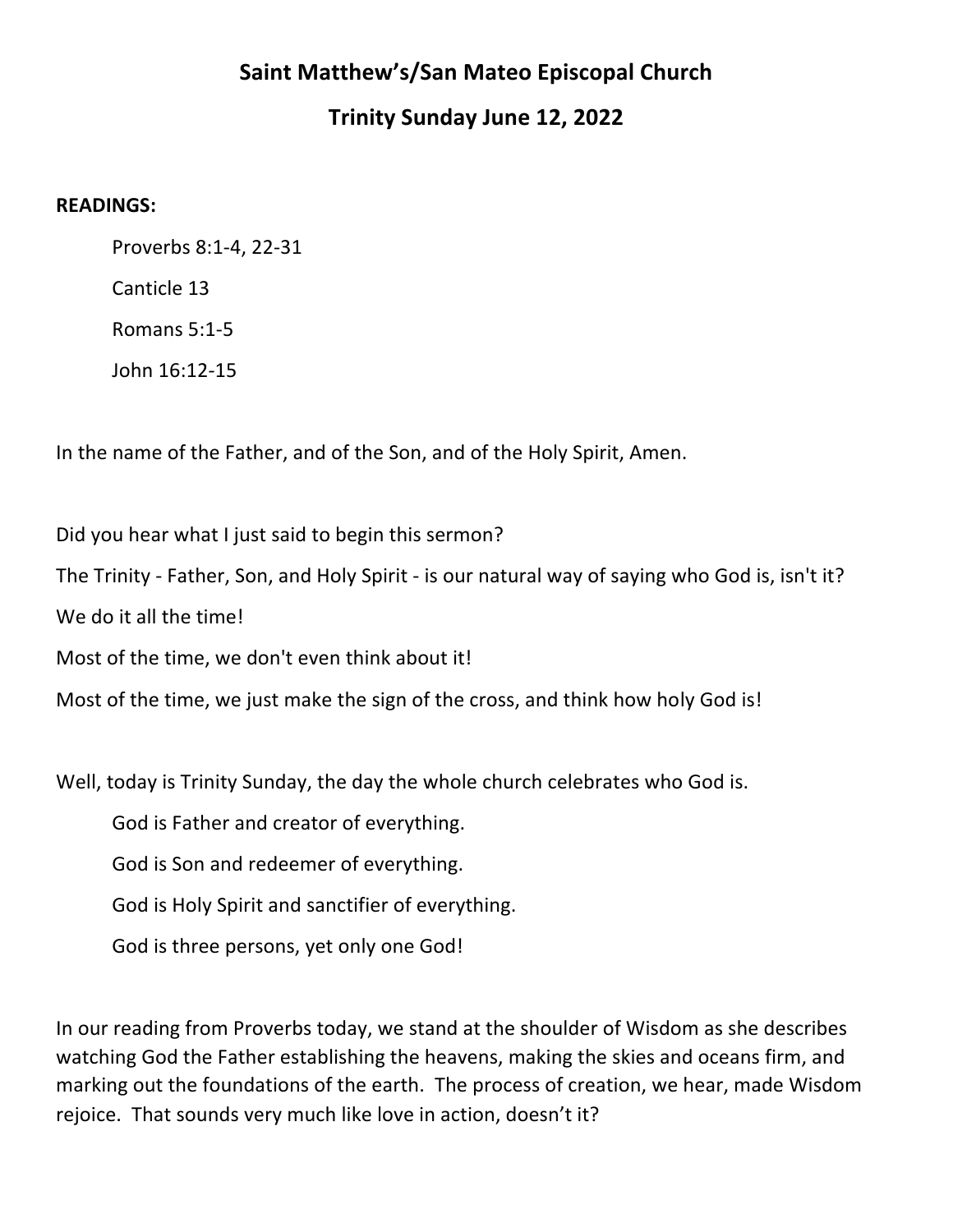# Saint Matthew's/San Mateo Episcopal Church

## Trinity Sunday June 12, 2022

**READINGS:**

Proverbs 8:1-4, 22-31

Canticle 13

Romans 5:1-5

John 16:12-15

In the name of the Father, and of the Son, and of the Holy Spirit, Amen.

Did you hear what I just said to begin this sermon?

The Trinity - Father, Son, and Holy Spirit - is our natural way of saying who God is, isn't it?

We do it all the time!

Most of the time, we don't even think about it!

Most of the time, we just make the sign of the cross, and think how holy God is!

Well, today is Trinity Sunday, the day the whole church celebrates who God is.

God is Father and creator of everything.

God is Son and redeemer of everything.

God is Holy Spirit and sanctifier of everything.

God is three persons, yet only one God!

In our reading from Proverbs today, we stand at the shoulder of Wisdom as she describes watching God the Father establishing the heavens, making the skies and oceans firm, and marking out the foundations of the earth. The process of creation, we hear, made Wisdom rejoice. That sounds very much like love in action, doesn't it?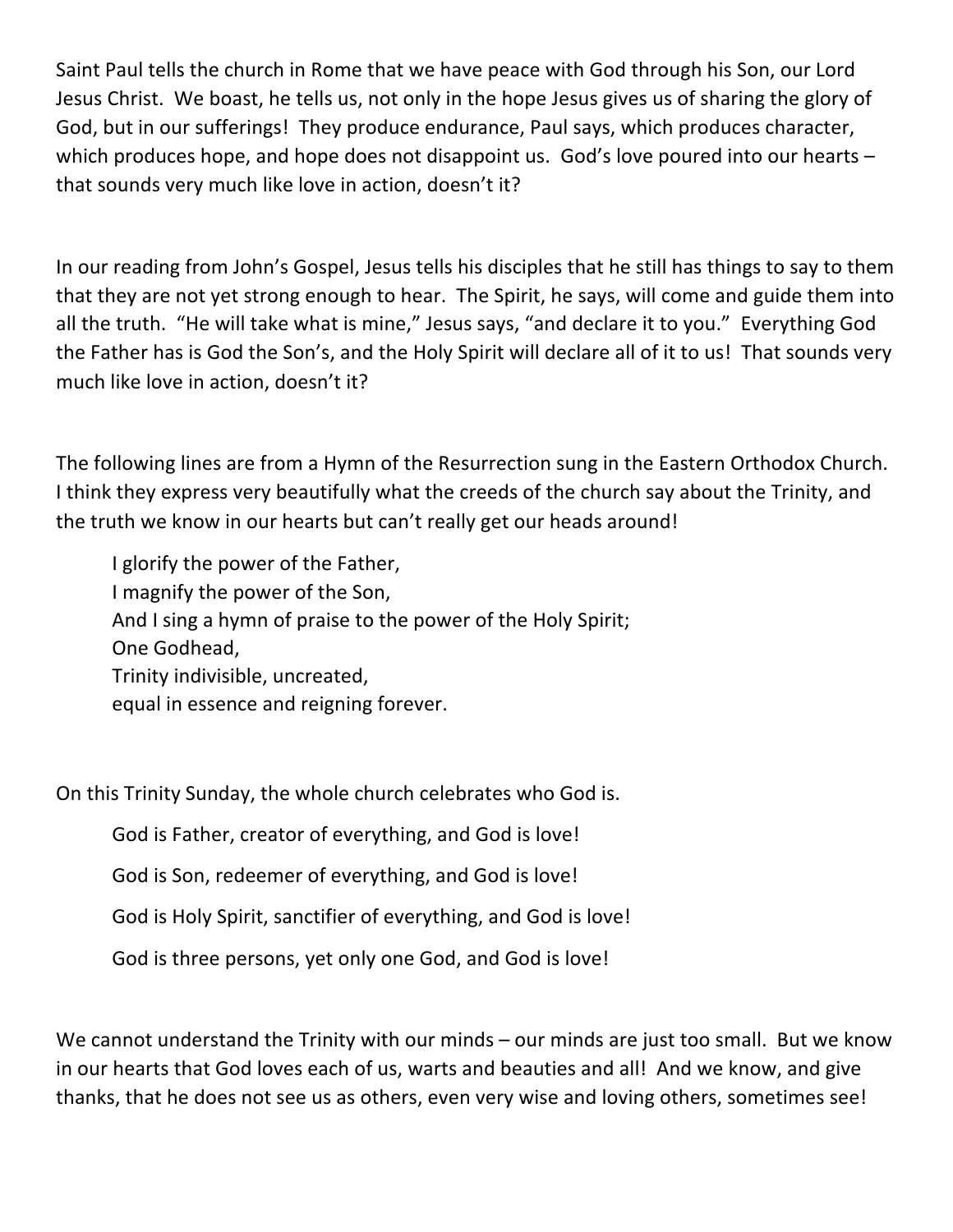Saint Paul tells the church in Rome that we have peace with God through his Son, our Lord Jesus Christ. We boast, he tells us, not only in the hope Jesus gives us of sharing the glory of God, but in our sufferings! They produce endurance, Paul says, which produces character, which produces hope, and hope does not disappoint us. God's love poured into our hearts – that sounds very much like love in action, doesn't it?

In our reading from John's Gospel, Jesus tells his disciples that he still has things to say to them that they are not yet strong enough to hear. The Spirit, he says, will come and guide them into all the truth. "He will take what is mine," Jesus says, "and declare it to you." Everything God the Father has is God the Son's, and the Holy Spirit will declare all of it to us! That sounds very much like love in action, doesn't it?

The following lines are from a Hymn of the Resurrection sung in the Eastern Orthodox Church. I think they express very beautifully what the creeds of the church say about the Trinity, and the truth we know in our hearts but can't really get our heads around!

> I glorify the power of the Father,
> I magnify the power of the Son,
> And I sing a hymn of praise to the power of the Holy Spirit;
> One Godhead,
> Trinity indivisible, uncreated,
> equal in essence and reigning forever.

On this Trinity Sunday, the whole church celebrates who God is.

> God is Father, creator of everything, and God is love!
>
> God is Son, redeemer of everything, and God is love!
>
> God is Holy Spirit, sanctifier of everything, and God is love!
>
> God is three persons, yet only one God, and God is love!

We cannot understand the Trinity with our minds – our minds are just too small. But we know in our hearts that God loves each of us, warts and beauties and all! And we know, and give thanks, that he does not see us as others, even very wise and loving others, sometimes see!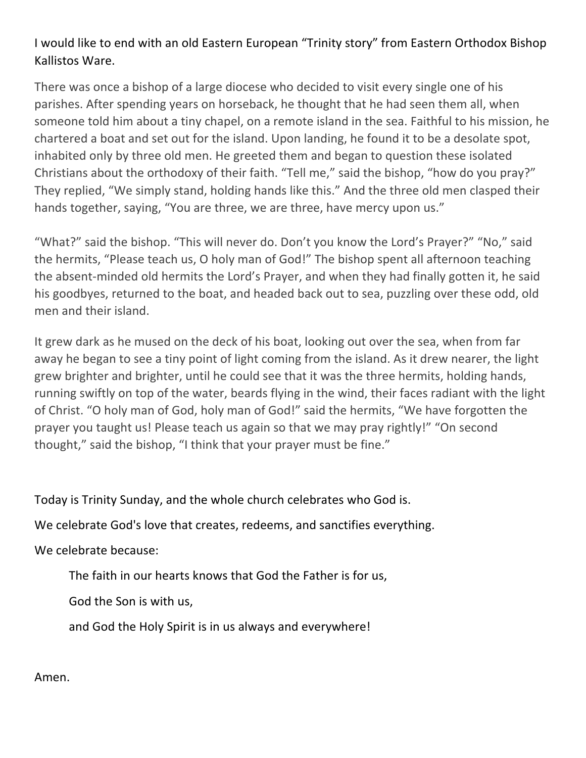I would like to end with an old Eastern European "Trinity story" from Eastern Orthodox Bishop Kallistos Ware.

There was once a bishop of a large diocese who decided to visit every single one of his parishes. After spending years on horseback, he thought that he had seen them all, when someone told him about a tiny chapel, on a remote island in the sea. Faithful to his mission, he chartered a boat and set out for the island. Upon landing, he found it to be a desolate spot, inhabited only by three old men. He greeted them and began to question these isolated Christians about the orthodoxy of their faith. "Tell me," said the bishop, "how do you pray?" They replied, "We simply stand, holding hands like this." And the three old men clasped their hands together, saying, "You are three, we are three, have mercy upon us."

"What?" said the bishop. "This will never do. Don't you know the Lord's Prayer?" "No," said the hermits, "Please teach us, O holy man of God!" The bishop spent all afternoon teaching the absent-minded old hermits the Lord's Prayer, and when they had finally gotten it, he said his goodbyes, returned to the boat, and headed back out to sea, puzzling over these odd, old men and their island.

It grew dark as he mused on the deck of his boat, looking out over the sea, when from far away he began to see a tiny point of light coming from the island. As it drew nearer, the light grew brighter and brighter, until he could see that it was the three hermits, holding hands, running swiftly on top of the water, beards flying in the wind, their faces radiant with the light of Christ. "O holy man of God, holy man of God!" said the hermits, "We have forgotten the prayer you taught us! Please teach us again so that we may pray rightly!" "On second thought," said the bishop, "I think that your prayer must be fine."

Today is Trinity Sunday, and the whole church celebrates who God is.

We celebrate God's love that creates, redeems, and sanctifies everything.

We celebrate because:

> The faith in our hearts knows that God the Father is for us,
>
> God the Son is with us,
>
> and God the Holy Spirit is in us always and everywhere!

Amen.